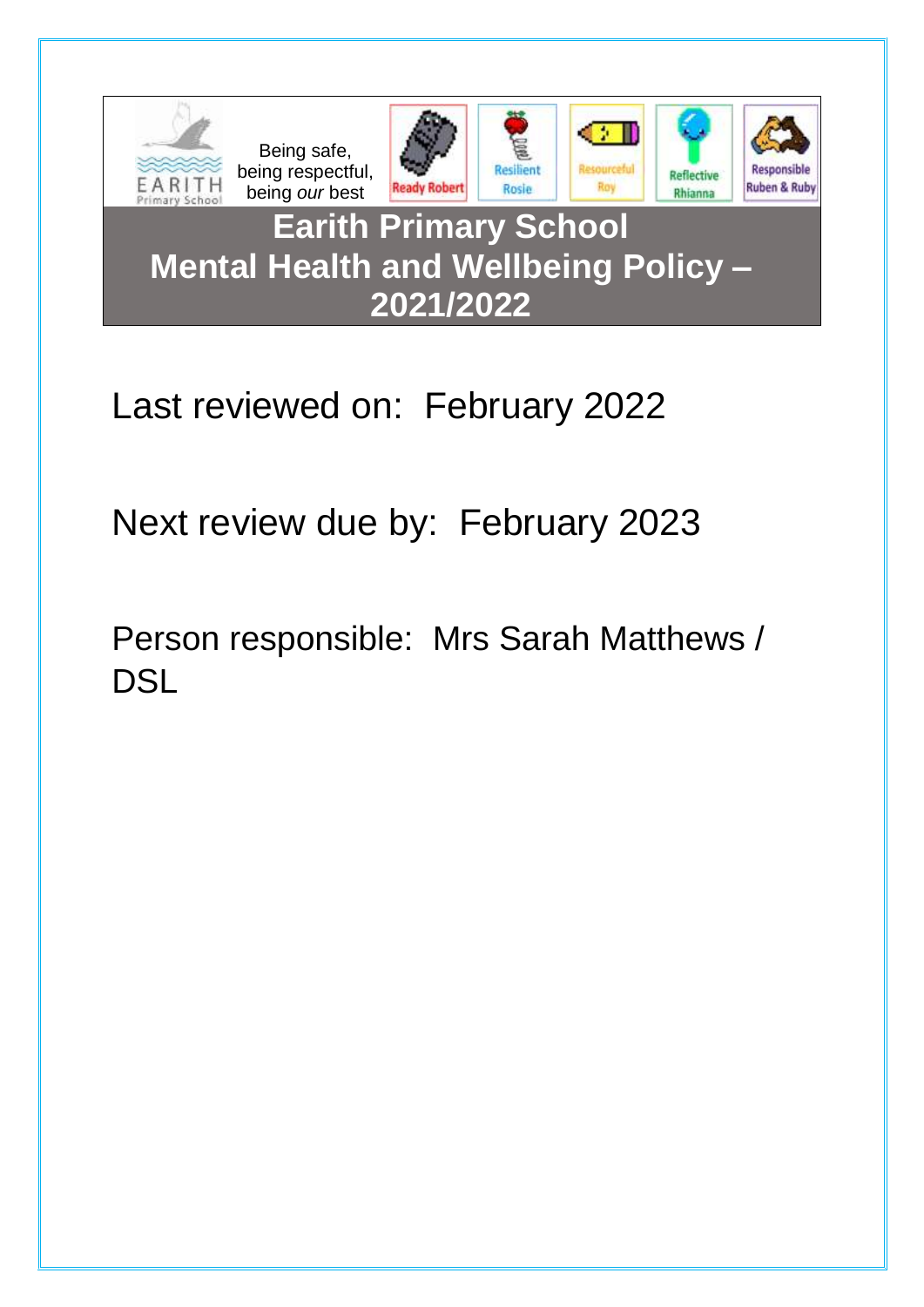Being safe, being respectful, being *our* best

Ready Robert | Resilient Rosie | Resourceful Roy | Reflective Rhianna | Responsible Ruben & Ruby

# Earith Primary School
# Mental Health and Wellbeing Policy – 2021/2022

Last reviewed on: February 2022

Next review due by: February 2023

Person responsible: Mrs Sarah Matthews / DSL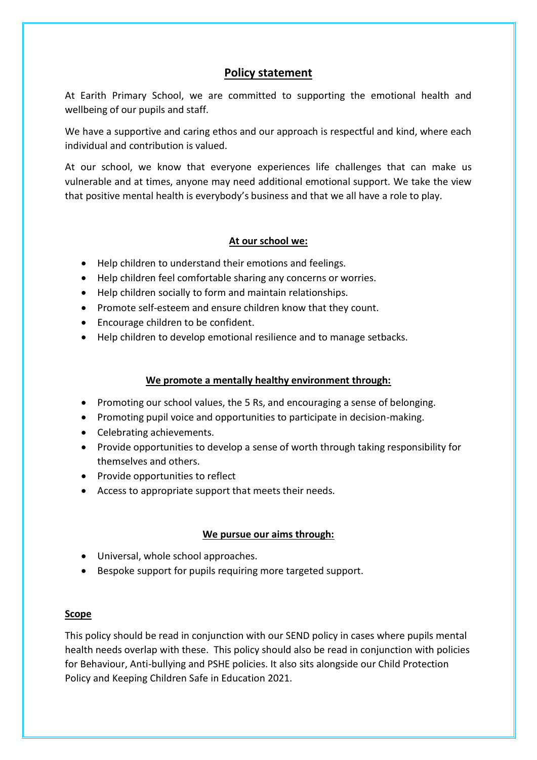## Policy statement

At Earith Primary School, we are committed to supporting the emotional health and wellbeing of our pupils and staff.

We have a supportive and caring ethos and our approach is respectful and kind, where each individual and contribution is valued.

At our school, we know that everyone experiences life challenges that can make us vulnerable and at times, anyone may need additional emotional support. We take the view that positive mental health is everybody's business and that we all have a role to play.

**At our school we:**

- Help children to understand their emotions and feelings.
- Help children feel comfortable sharing any concerns or worries.
- Help children socially to form and maintain relationships.
- Promote self-esteem and ensure children know that they count.
- Encourage children to be confident.
- Help children to develop emotional resilience and to manage setbacks.

**We promote a mentally healthy environment through:**

- Promoting our school values, the 5 Rs, and encouraging a sense of belonging.
- Promoting pupil voice and opportunities to participate in decision-making.
- Celebrating achievements.
- Provide opportunities to develop a sense of worth through taking responsibility for themselves and others.
- Provide opportunities to reflect
- Access to appropriate support that meets their needs.

**We pursue our aims through:**

- Universal, whole school approaches.
- Bespoke support for pupils requiring more targeted support.

**Scope**

This policy should be read in conjunction with our SEND policy in cases where pupils mental health needs overlap with these. This policy should also be read in conjunction with policies for Behaviour, Anti-bullying and PSHE policies. It also sits alongside our Child Protection Policy and Keeping Children Safe in Education 2021.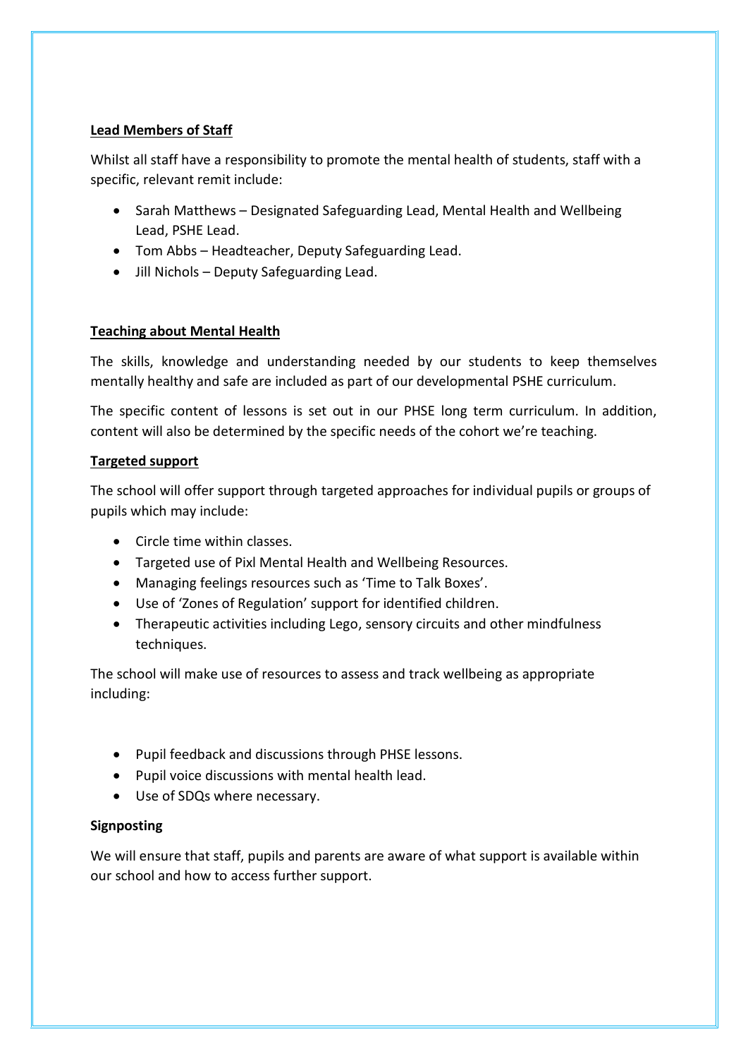## Lead Members of Staff

Whilst all staff have a responsibility to promote the mental health of students, staff with a specific, relevant remit include:

- Sarah Matthews – Designated Safeguarding Lead, Mental Health and Wellbeing Lead, PSHE Lead.
- Tom Abbs – Headteacher, Deputy Safeguarding Lead.
- Jill Nichols – Deputy Safeguarding Lead.

## Teaching about Mental Health

The skills, knowledge and understanding needed by our students to keep themselves mentally healthy and safe are included as part of our developmental PSHE curriculum.

The specific content of lessons is set out in our PHSE long term curriculum. In addition, content will also be determined by the specific needs of the cohort we're teaching.

## Targeted support

The school will offer support through targeted approaches for individual pupils or groups of pupils which may include:

- Circle time within classes.
- Targeted use of Pixl Mental Health and Wellbeing Resources.
- Managing feelings resources such as 'Time to Talk Boxes'.
- Use of 'Zones of Regulation' support for identified children.
- Therapeutic activities including Lego, sensory circuits and other mindfulness techniques.

The school will make use of resources to assess and track wellbeing as appropriate including:

- Pupil feedback and discussions through PHSE lessons.
- Pupil voice discussions with mental health lead.
- Use of SDQs where necessary.

**Signposting**

We will ensure that staff, pupils and parents are aware of what support is available within our school and how to access further support.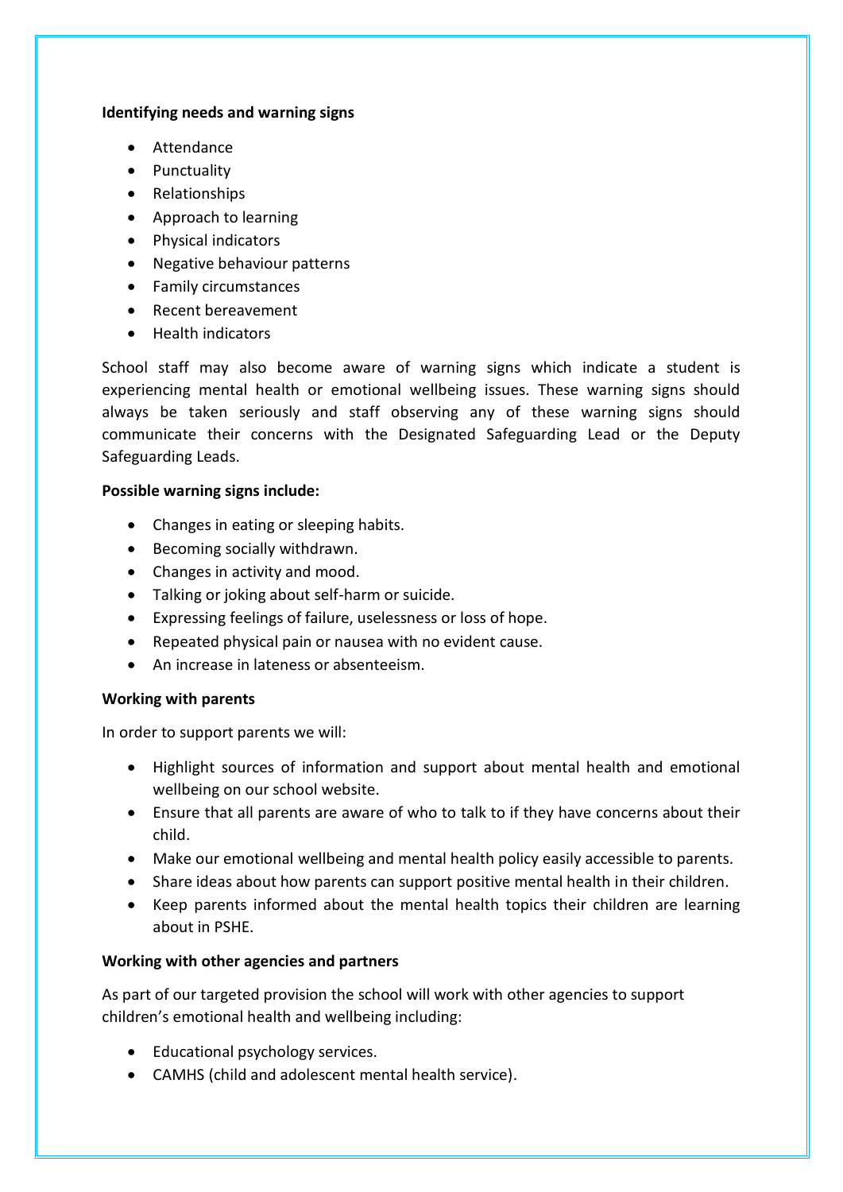**Identifying needs and warning signs**

- Attendance
- Punctuality
- Relationships
- Approach to learning
- Physical indicators
- Negative behaviour patterns
- Family circumstances
- Recent bereavement
- Health indicators

School staff may also become aware of warning signs which indicate a student is experiencing mental health or emotional wellbeing issues. These warning signs should always be taken seriously and staff observing any of these warning signs should communicate their concerns with the Designated Safeguarding Lead or the Deputy Safeguarding Leads.

**Possible warning signs include:**

- Changes in eating or sleeping habits.
- Becoming socially withdrawn.
- Changes in activity and mood.
- Talking or joking about self-harm or suicide.
- Expressing feelings of failure, uselessness or loss of hope.
- Repeated physical pain or nausea with no evident cause.
- An increase in lateness or absenteeism.

**Working with parents**

In order to support parents we will:

- Highlight sources of information and support about mental health and emotional wellbeing on our school website.
- Ensure that all parents are aware of who to talk to if they have concerns about their child.
- Make our emotional wellbeing and mental health policy easily accessible to parents.
- Share ideas about how parents can support positive mental health in their children.
- Keep parents informed about the mental health topics their children are learning about in PSHE.

**Working with other agencies and partners**

As part of our targeted provision the school will work with other agencies to support children's emotional health and wellbeing including:

- Educational psychology services.
- CAMHS (child and adolescent mental health service).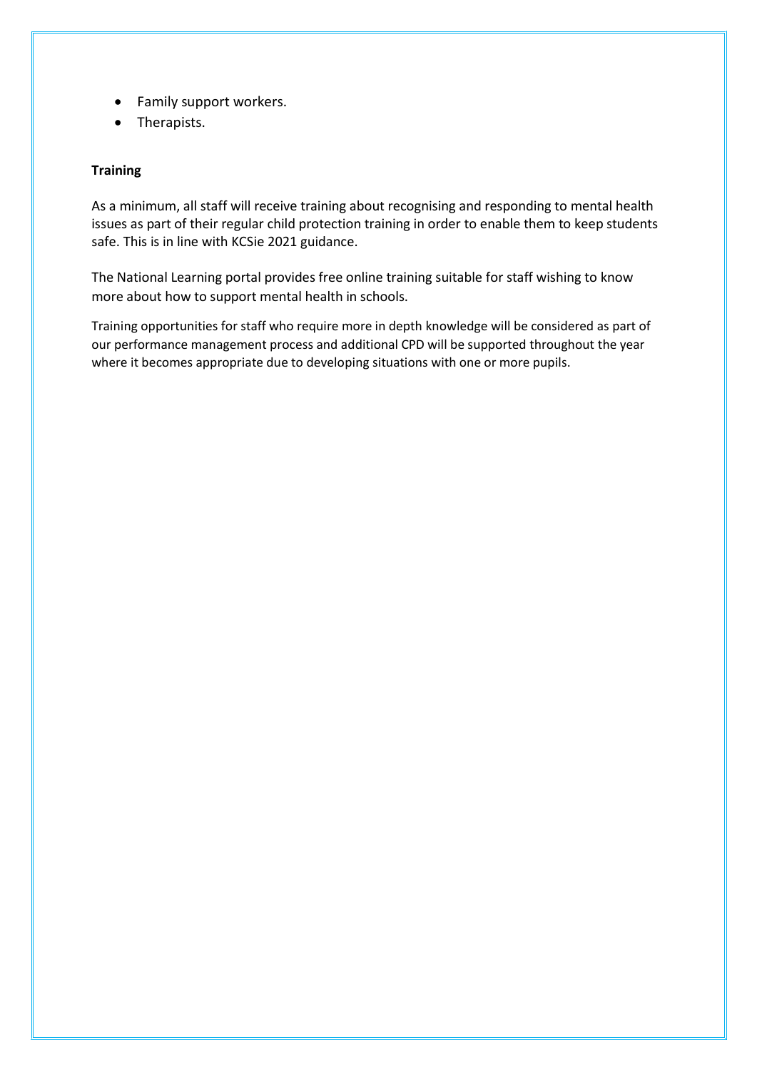- Family support workers.
- Therapists.

**Training**

As a minimum, all staff will receive training about recognising and responding to mental health issues as part of their regular child protection training in order to enable them to keep students safe. This is in line with KCSie 2021 guidance.

The National Learning portal provides free online training suitable for staff wishing to know more about how to support mental health in schools.

Training opportunities for staff who require more in depth knowledge will be considered as part of our performance management process and additional CPD will be supported throughout the year where it becomes appropriate due to developing situations with one or more pupils.